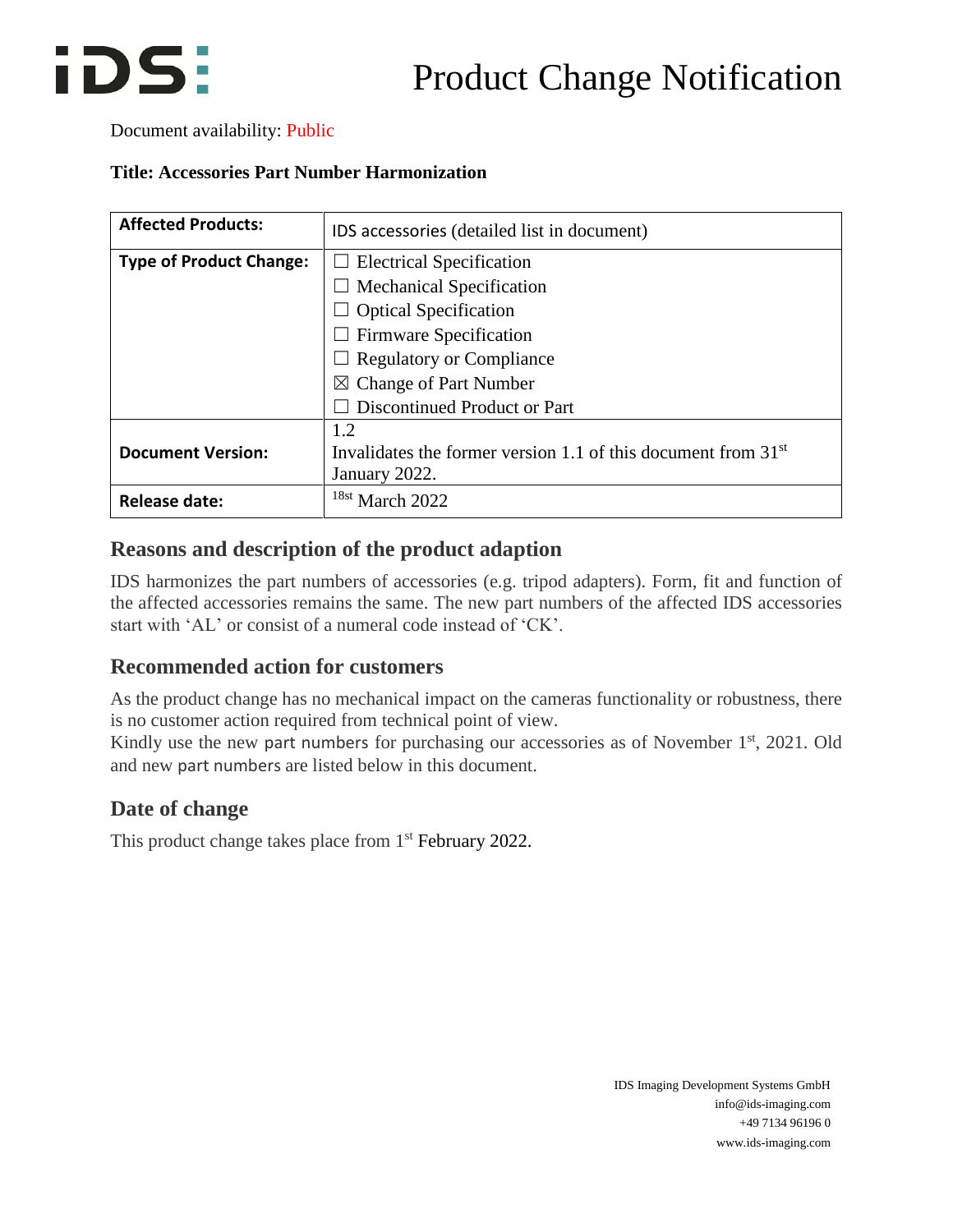# Product Change Notification

Document availability: Public

**Title: Accessories Part Number Harmonization**

| **Affected Products:** | IDS accessories (detailed list in document) |
| --- | --- |
| **Type of Product Change:** | ☐ Electrical Specification<br>☐ Mechanical Specification<br>☐ Optical Specification<br>☐ Firmware Specification<br>☐ Regulatory or Compliance<br>☒ Change of Part Number<br>☐ Discontinued Product or Part |
| **Document Version:** | 1.2<br>Invalidates the former version 1.1 of this document from 31st January 2022. |
| **Release date:** | 18st March 2022 |

## Reasons and description of the product adaption

IDS harmonizes the part numbers of accessories (e.g. tripod adapters). Form, fit and function of the affected accessories remains the same. The new part numbers of the affected IDS accessories start with 'AL' or consist of a numeral code instead of 'CK'.

## Recommended action for customers

As the product change has no mechanical impact on the cameras functionality or robustness, there is no customer action required from technical point of view.
Kindly use the new part numbers for purchasing our accessories as of November 1st, 2021. Old and new part numbers are listed below in this document.

## Date of change

This product change takes place from 1st February 2022.

IDS Imaging Development Systems GmbH
info@ids-imaging.com
+49 7134 96196 0
www.ids-imaging.com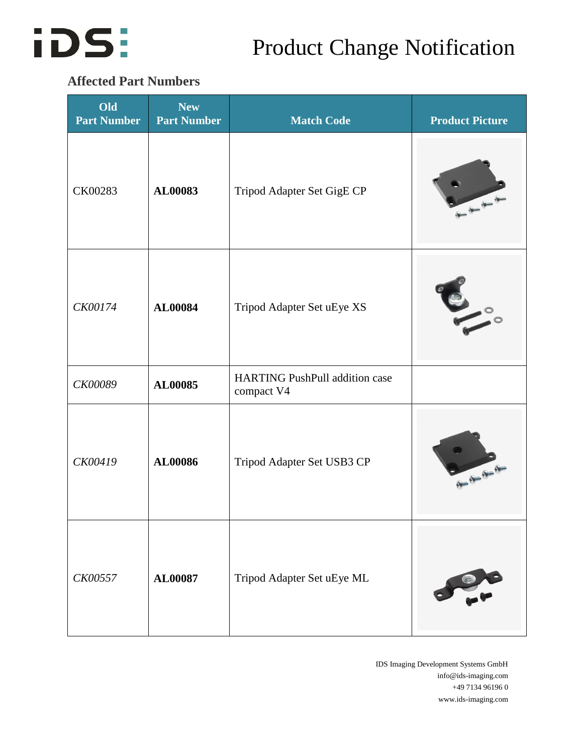## Affected Part Numbers

| Old Part Number | New Part Number | Match Code | Product Picture |
|---|---|---|---|
| CK00283 | **AL00083** | Tripod Adapter Set GigE CP | |
| *CK00174* | **AL00084** | Tripod Adapter Set uEye XS | |
| *CK00089* | **AL00085** | HARTING PushPull addition case compact V4 | |
| *CK00419* | **AL00086** | Tripod Adapter Set USB3 CP | |
| *CK00557* | **AL00087** | Tripod Adapter Set uEye ML | |

IDS Imaging Development Systems GmbH
info@ids-imaging.com
+49 7134 96196 0
www.ids-imaging.com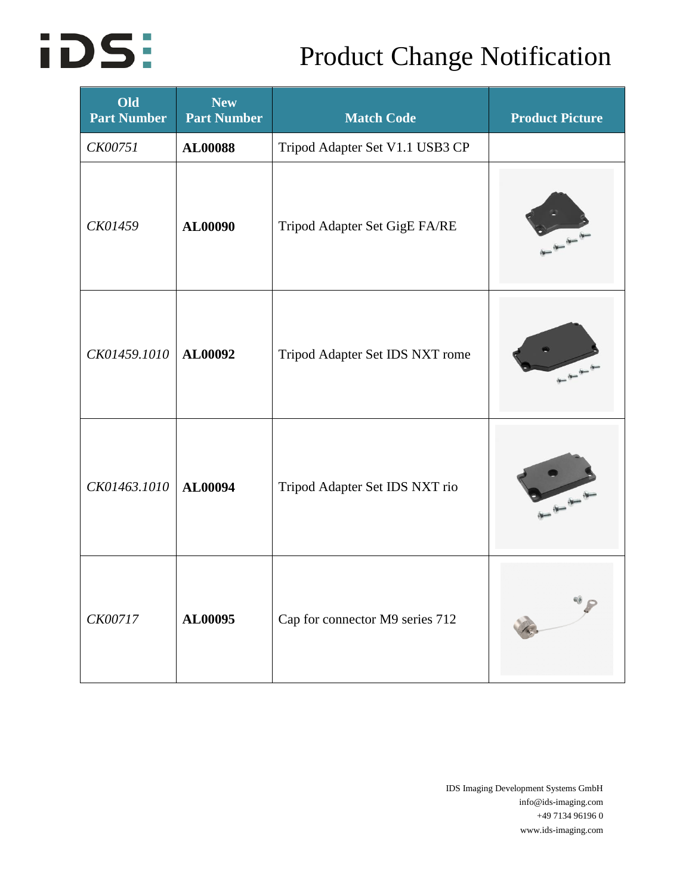# Product Change Notification

| Old Part Number | New Part Number | Match Code | Product Picture |
|---|---|---|---|
| *CK00751* | **AL00088** | Tripod Adapter Set V1.1 USB3 CP | |
| *CK01459* | **AL00090** | Tripod Adapter Set GigE FA/RE | |
| *CK01459.1010* | **AL00092** | Tripod Adapter Set IDS NXT rome | |
| *CK01463.1010* | **AL00094** | Tripod Adapter Set IDS NXT rio | |
| *CK00717* | **AL00095** | Cap for connector M9 series 712 | |

IDS Imaging Development Systems GmbH
info@ids-imaging.com
+49 7134 96196 0
www.ids-imaging.com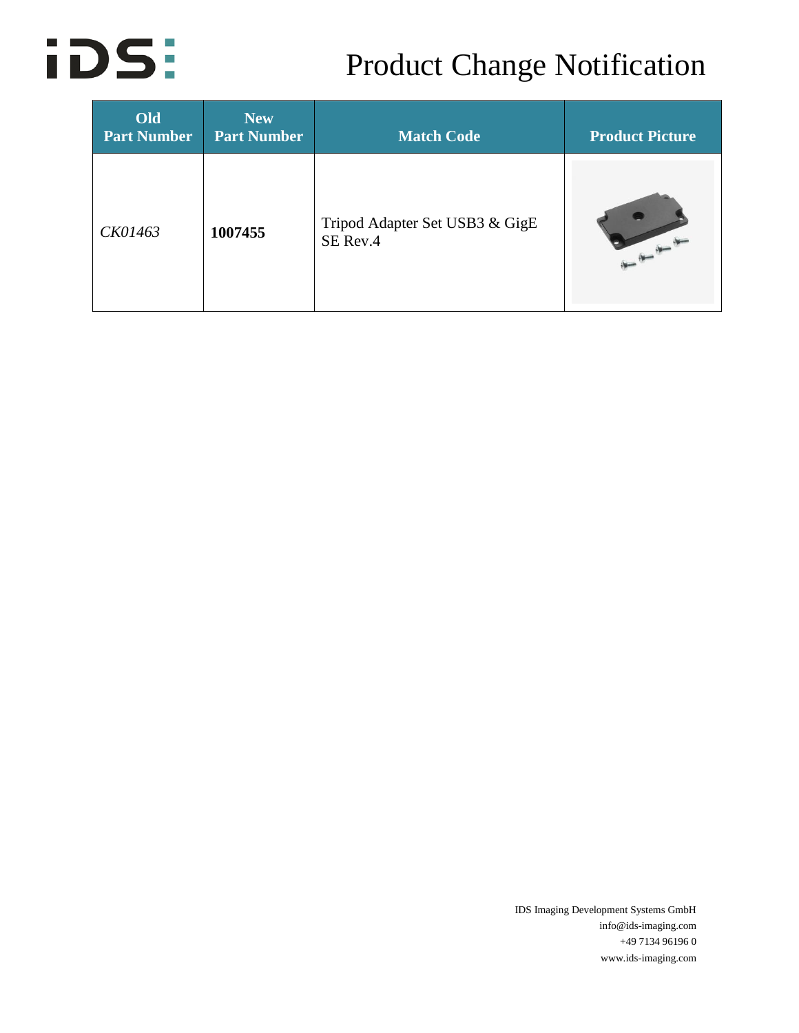# Product Change Notification

| Old Part Number | New Part Number | Match Code | Product Picture |
|---|---|---|---|
| *CK01463* | **1007455** | Tripod Adapter Set USB3 & GigE SE Rev.4 | |

IDS Imaging Development Systems GmbH
info@ids-imaging.com
+49 7134 96196 0
www.ids-imaging.com